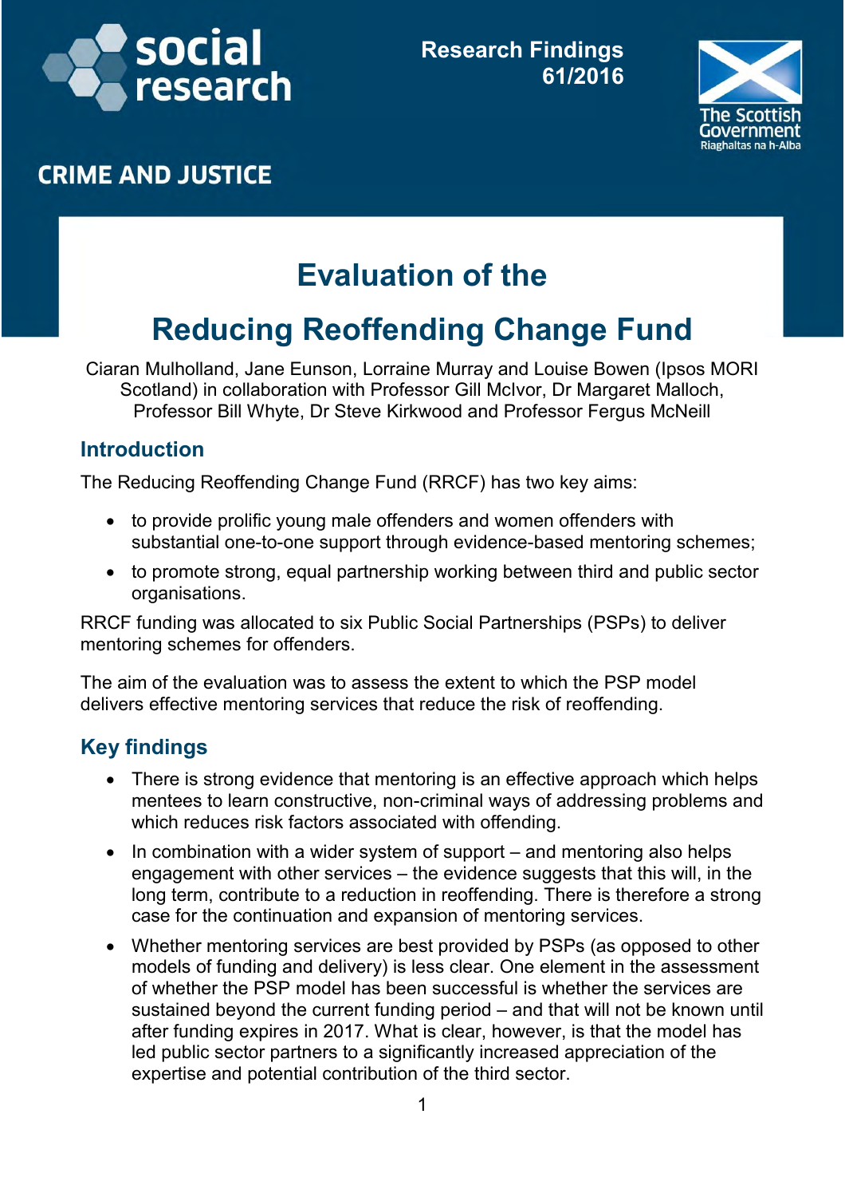social research

Research Findings 61/2016

The Scottish Government
Riaghaltas na h-Alba

CRIME AND JUSTICE

# Evaluation of the Reducing Reoffending Change Fund

Ciaran Mulholland, Jane Eunson, Lorraine Murray and Louise Bowen (Ipsos MORI Scotland) in collaboration with Professor Gill McIvor, Dr Margaret Malloch, Professor Bill Whyte, Dr Steve Kirkwood and Professor Fergus McNeill

## Introduction

The Reducing Reoffending Change Fund (RRCF) has two key aims:

- to provide prolific young male offenders and women offenders with substantial one-to-one support through evidence-based mentoring schemes;
- to promote strong, equal partnership working between third and public sector organisations.

RRCF funding was allocated to six Public Social Partnerships (PSPs) to deliver mentoring schemes for offenders.

The aim of the evaluation was to assess the extent to which the PSP model delivers effective mentoring services that reduce the risk of reoffending.

## Key findings

- There is strong evidence that mentoring is an effective approach which helps mentees to learn constructive, non-criminal ways of addressing problems and which reduces risk factors associated with offending.
- In combination with a wider system of support – and mentoring also helps engagement with other services – the evidence suggests that this will, in the long term, contribute to a reduction in reoffending. There is therefore a strong case for the continuation and expansion of mentoring services.
- Whether mentoring services are best provided by PSPs (as opposed to other models of funding and delivery) is less clear. One element in the assessment of whether the PSP model has been successful is whether the services are sustained beyond the current funding period – and that will not be known until after funding expires in 2017. What is clear, however, is that the model has led public sector partners to a significantly increased appreciation of the expertise and potential contribution of the third sector.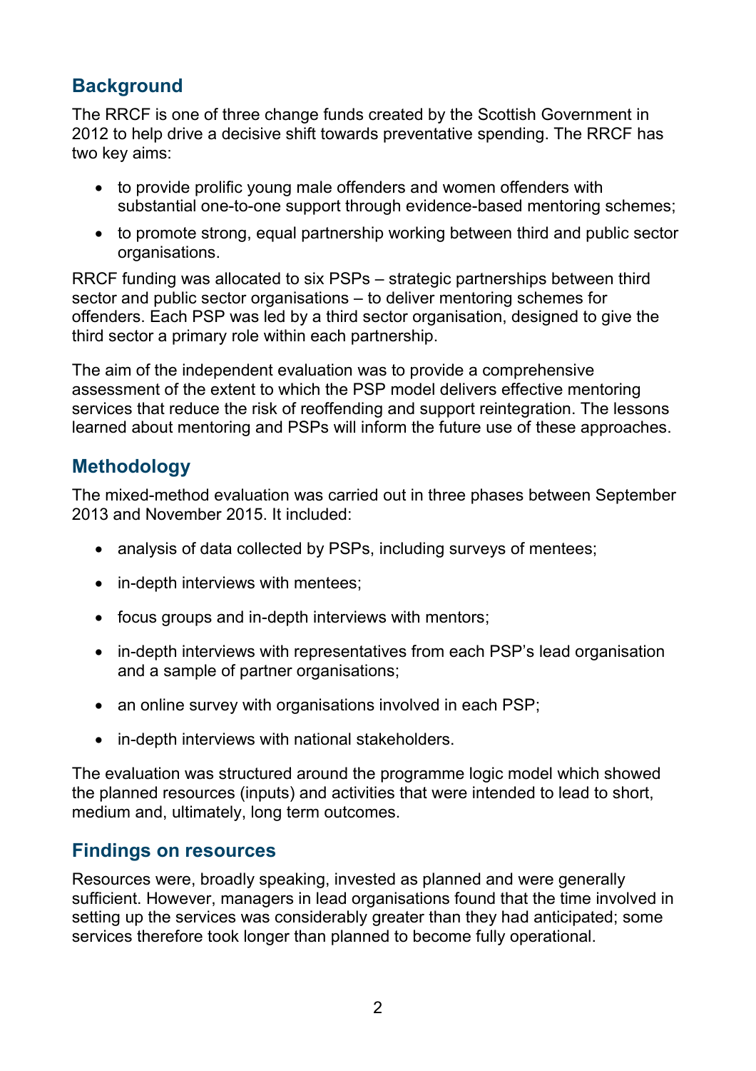## Background

The RRCF is one of three change funds created by the Scottish Government in 2012 to help drive a decisive shift towards preventative spending. The RRCF has two key aims:

- to provide prolific young male offenders and women offenders with substantial one-to-one support through evidence-based mentoring schemes;
- to promote strong, equal partnership working between third and public sector organisations.

RRCF funding was allocated to six PSPs – strategic partnerships between third sector and public sector organisations – to deliver mentoring schemes for offenders. Each PSP was led by a third sector organisation, designed to give the third sector a primary role within each partnership.

The aim of the independent evaluation was to provide a comprehensive assessment of the extent to which the PSP model delivers effective mentoring services that reduce the risk of reoffending and support reintegration. The lessons learned about mentoring and PSPs will inform the future use of these approaches.

## Methodology

The mixed-method evaluation was carried out in three phases between September 2013 and November 2015. It included:

- analysis of data collected by PSPs, including surveys of mentees;
- in-depth interviews with mentees;
- focus groups and in-depth interviews with mentors;
- in-depth interviews with representatives from each PSP's lead organisation and a sample of partner organisations;
- an online survey with organisations involved in each PSP;
- in-depth interviews with national stakeholders.

The evaluation was structured around the programme logic model which showed the planned resources (inputs) and activities that were intended to lead to short, medium and, ultimately, long term outcomes.

## Findings on resources

Resources were, broadly speaking, invested as planned and were generally sufficient. However, managers in lead organisations found that the time involved in setting up the services was considerably greater than they had anticipated; some services therefore took longer than planned to become fully operational.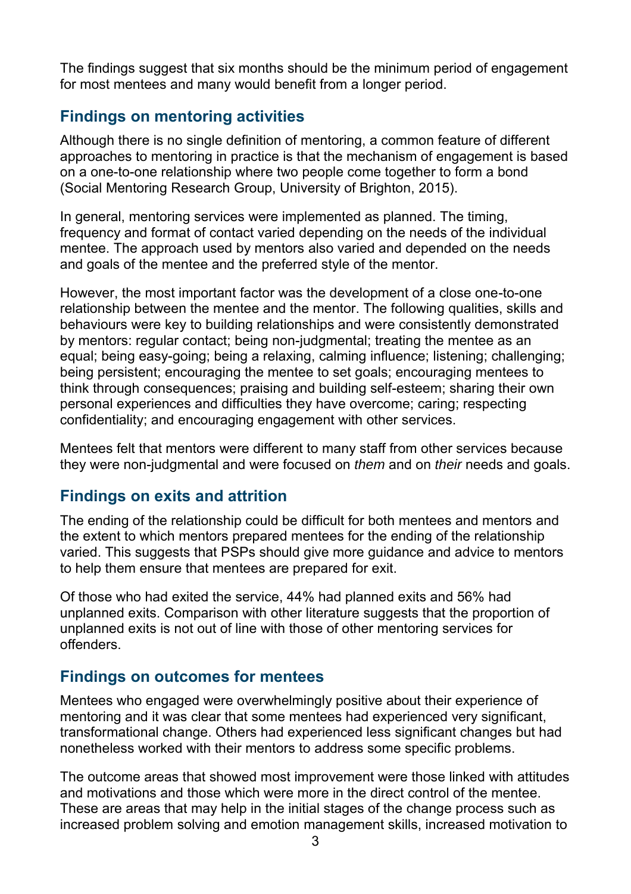The findings suggest that six months should be the minimum period of engagement for most mentees and many would benefit from a longer period.

## Findings on mentoring activities

Although there is no single definition of mentoring, a common feature of different approaches to mentoring in practice is that the mechanism of engagement is based on a one-to-one relationship where two people come together to form a bond (Social Mentoring Research Group, University of Brighton, 2015).

In general, mentoring services were implemented as planned. The timing, frequency and format of contact varied depending on the needs of the individual mentee. The approach used by mentors also varied and depended on the needs and goals of the mentee and the preferred style of the mentor.

However, the most important factor was the development of a close one-to-one relationship between the mentee and the mentor. The following qualities, skills and behaviours were key to building relationships and were consistently demonstrated by mentors: regular contact; being non-judgmental; treating the mentee as an equal; being easy-going; being a relaxing, calming influence; listening; challenging; being persistent; encouraging the mentee to set goals; encouraging mentees to think through consequences; praising and building self-esteem; sharing their own personal experiences and difficulties they have overcome; caring; respecting confidentiality; and encouraging engagement with other services.

Mentees felt that mentors were different to many staff from other services because they were non-judgmental and were focused on *them* and on *their* needs and goals.

## Findings on exits and attrition

The ending of the relationship could be difficult for both mentees and mentors and the extent to which mentors prepared mentees for the ending of the relationship varied. This suggests that PSPs should give more guidance and advice to mentors to help them ensure that mentees are prepared for exit.

Of those who had exited the service, 44% had planned exits and 56% had unplanned exits. Comparison with other literature suggests that the proportion of unplanned exits is not out of line with those of other mentoring services for offenders.

## Findings on outcomes for mentees

Mentees who engaged were overwhelmingly positive about their experience of mentoring and it was clear that some mentees had experienced very significant, transformational change. Others had experienced less significant changes but had nonetheless worked with their mentors to address some specific problems.

The outcome areas that showed most improvement were those linked with attitudes and motivations and those which were more in the direct control of the mentee. These are areas that may help in the initial stages of the change process such as increased problem solving and emotion management skills, increased motivation to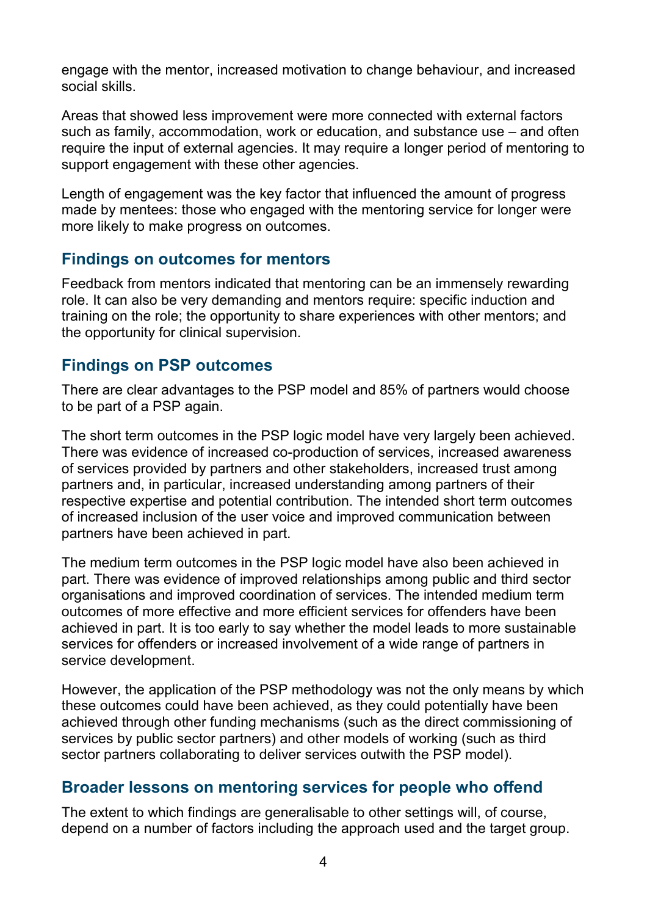engage with the mentor, increased motivation to change behaviour, and increased social skills.

Areas that showed less improvement were more connected with external factors such as family, accommodation, work or education, and substance use – and often require the input of external agencies. It may require a longer period of mentoring to support engagement with these other agencies.

Length of engagement was the key factor that influenced the amount of progress made by mentees: those who engaged with the mentoring service for longer were more likely to make progress on outcomes.

## Findings on outcomes for mentors

Feedback from mentors indicated that mentoring can be an immensely rewarding role. It can also be very demanding and mentors require: specific induction and training on the role; the opportunity to share experiences with other mentors; and the opportunity for clinical supervision.

## Findings on PSP outcomes

There are clear advantages to the PSP model and 85% of partners would choose to be part of a PSP again.

The short term outcomes in the PSP logic model have very largely been achieved. There was evidence of increased co-production of services, increased awareness of services provided by partners and other stakeholders, increased trust among partners and, in particular, increased understanding among partners of their respective expertise and potential contribution. The intended short term outcomes of increased inclusion of the user voice and improved communication between partners have been achieved in part.

The medium term outcomes in the PSP logic model have also been achieved in part. There was evidence of improved relationships among public and third sector organisations and improved coordination of services. The intended medium term outcomes of more effective and more efficient services for offenders have been achieved in part. It is too early to say whether the model leads to more sustainable services for offenders or increased involvement of a wide range of partners in service development.

However, the application of the PSP methodology was not the only means by which these outcomes could have been achieved, as they could potentially have been achieved through other funding mechanisms (such as the direct commissioning of services by public sector partners) and other models of working (such as third sector partners collaborating to deliver services outwith the PSP model).

## Broader lessons on mentoring services for people who offend

The extent to which findings are generalisable to other settings will, of course, depend on a number of factors including the approach used and the target group.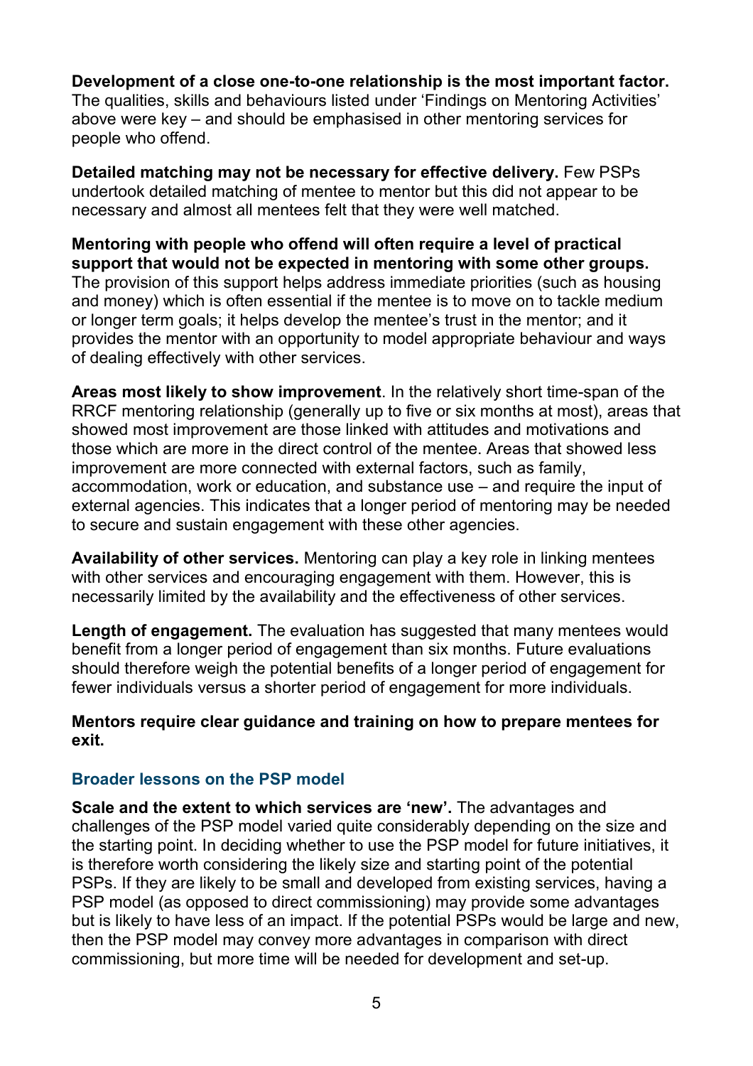**Development of a close one-to-one relationship is the most important factor.** The qualities, skills and behaviours listed under 'Findings on Mentoring Activities' above were key – and should be emphasised in other mentoring services for people who offend.

**Detailed matching may not be necessary for effective delivery.** Few PSPs undertook detailed matching of mentee to mentor but this did not appear to be necessary and almost all mentees felt that they were well matched.

**Mentoring with people who offend will often require a level of practical support that would not be expected in mentoring with some other groups.** The provision of this support helps address immediate priorities (such as housing and money) which is often essential if the mentee is to move on to tackle medium or longer term goals; it helps develop the mentee's trust in the mentor; and it provides the mentor with an opportunity to model appropriate behaviour and ways of dealing effectively with other services.

**Areas most likely to show improvement**. In the relatively short time-span of the RRCF mentoring relationship (generally up to five or six months at most), areas that showed most improvement are those linked with attitudes and motivations and those which are more in the direct control of the mentee. Areas that showed less improvement are more connected with external factors, such as family, accommodation, work or education, and substance use – and require the input of external agencies. This indicates that a longer period of mentoring may be needed to secure and sustain engagement with these other agencies.

**Availability of other services.** Mentoring can play a key role in linking mentees with other services and encouraging engagement with them. However, this is necessarily limited by the availability and the effectiveness of other services.

**Length of engagement.** The evaluation has suggested that many mentees would benefit from a longer period of engagement than six months. Future evaluations should therefore weigh the potential benefits of a longer period of engagement for fewer individuals versus a shorter period of engagement for more individuals.

**Mentors require clear guidance and training on how to prepare mentees for exit.**

### Broader lessons on the PSP model

**Scale and the extent to which services are 'new'.** The advantages and challenges of the PSP model varied quite considerably depending on the size and the starting point. In deciding whether to use the PSP model for future initiatives, it is therefore worth considering the likely size and starting point of the potential PSPs. If they are likely to be small and developed from existing services, having a PSP model (as opposed to direct commissioning) may provide some advantages but is likely to have less of an impact. If the potential PSPs would be large and new, then the PSP model may convey more advantages in comparison with direct commissioning, but more time will be needed for development and set-up.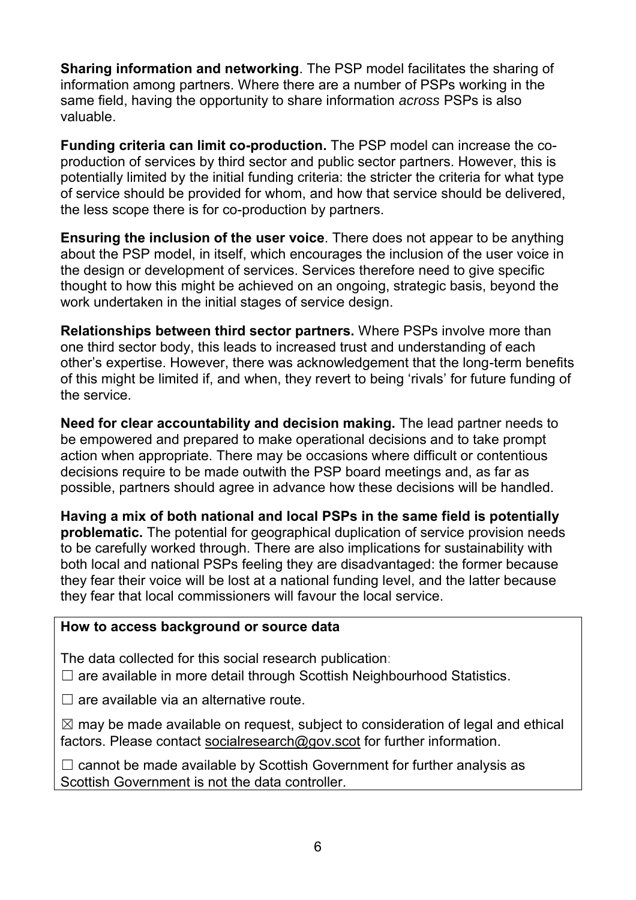**Sharing information and networking**. The PSP model facilitates the sharing of information among partners. Where there are a number of PSPs working in the same field, having the opportunity to share information *across* PSPs is also valuable.

**Funding criteria can limit co-production.** The PSP model can increase the co-production of services by third sector and public sector partners. However, this is potentially limited by the initial funding criteria: the stricter the criteria for what type of service should be provided for whom, and how that service should be delivered, the less scope there is for co-production by partners.

**Ensuring the inclusion of the user voice**. There does not appear to be anything about the PSP model, in itself, which encourages the inclusion of the user voice in the design or development of services. Services therefore need to give specific thought to how this might be achieved on an ongoing, strategic basis, beyond the work undertaken in the initial stages of service design.

**Relationships between third sector partners.** Where PSPs involve more than one third sector body, this leads to increased trust and understanding of each other's expertise. However, there was acknowledgement that the long-term benefits of this might be limited if, and when, they revert to being 'rivals' for future funding of the service.

**Need for clear accountability and decision making.** The lead partner needs to be empowered and prepared to make operational decisions and to take prompt action when appropriate. There may be occasions where difficult or contentious decisions require to be made outwith the PSP board meetings and, as far as possible, partners should agree in advance how these decisions will be handled.

**Having a mix of both national and local PSPs in the same field is potentially problematic.** The potential for geographical duplication of service provision needs to be carefully worked through. There are also implications for sustainability with both local and national PSPs feeling they are disadvantaged: the former because they fear their voice will be lost at a national funding level, and the latter because they fear that local commissioners will favour the local service.

**How to access background or source data**

The data collected for this social research publication:

☐ are available in more detail through Scottish Neighbourhood Statistics.

☐ are available via an alternative route.

☒ may be made available on request, subject to consideration of legal and ethical factors. Please contact socialresearch@gov.scot for further information.

☐ cannot be made available by Scottish Government for further analysis as Scottish Government is not the data controller.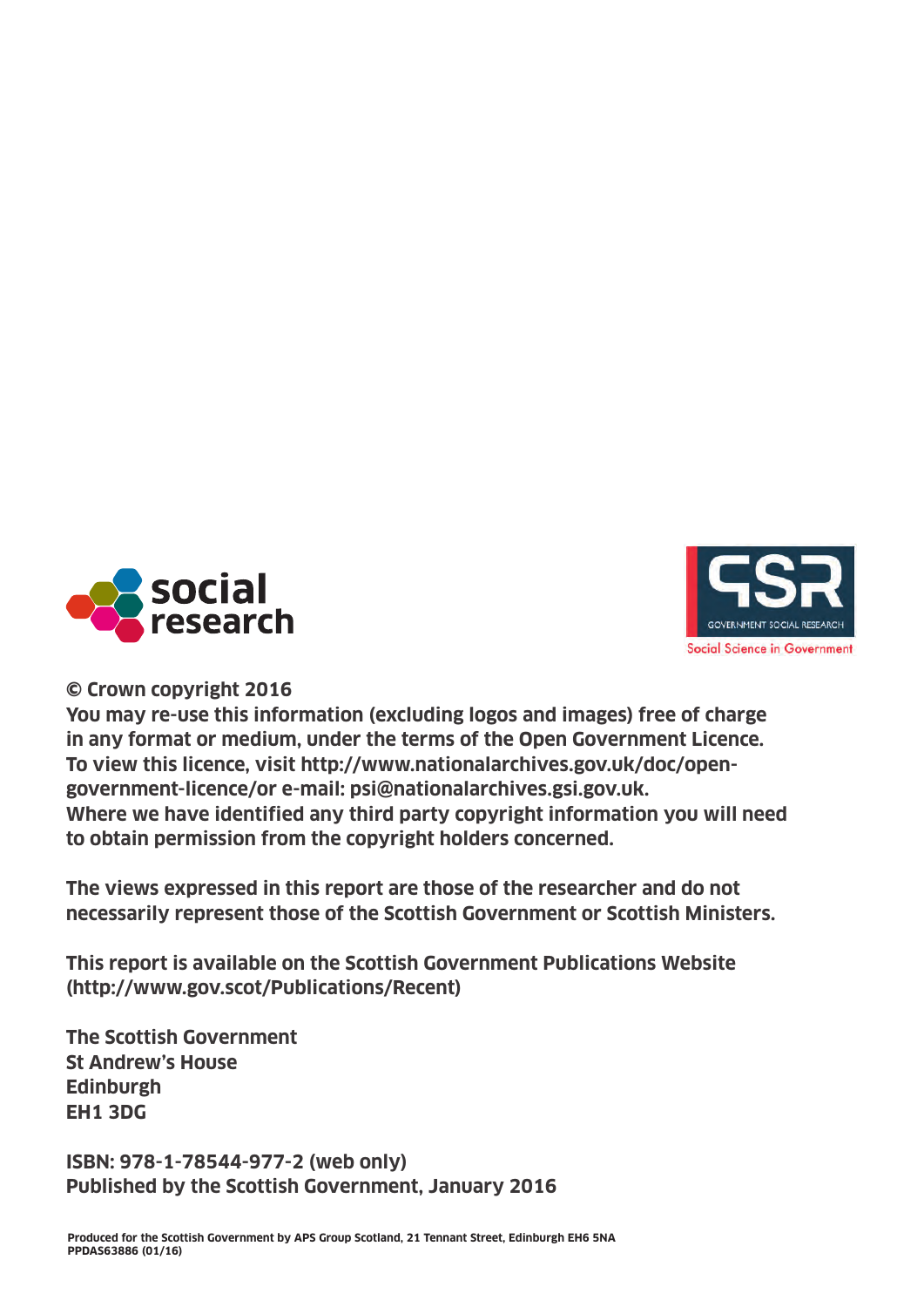social research

GSR GOVERNMENT SOCIAL RESEARCH

Social Science in Government

**© Crown copyright 2016**
**You may re-use this information (excluding logos and images) free of charge in any format or medium, under the terms of the Open Government Licence. To view this licence, visit http://www.nationalarchives.gov.uk/doc/open-government-licence/or e-mail: psi@nationalarchives.gsi.gov.uk. Where we have identified any third party copyright information you will need to obtain permission from the copyright holders concerned.**

**The views expressed in this report are those of the researcher and do not necessarily represent those of the Scottish Government or Scottish Ministers.**

**This report is available on the Scottish Government Publications Website (http://www.gov.scot/Publications/Recent)**

**The Scottish Government**
**St Andrew's House**
**Edinburgh**
**EH1 3DG**

**ISBN: 978-1-78544-977-2 (web only)**
**Published by the Scottish Government, January 2016**

**Produced for the Scottish Government by APS Group Scotland, 21 Tennant Street, Edinburgh EH6 5NA**
**PPDAS63886 (01/16)**